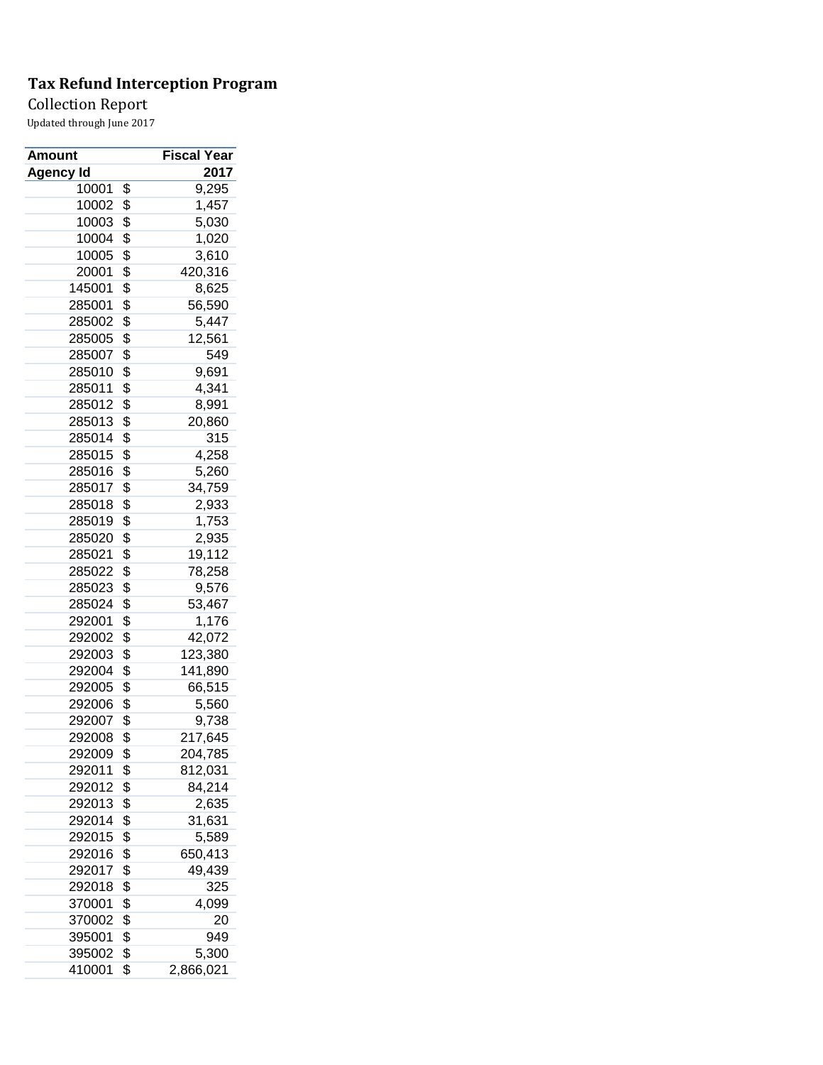# Tax Refund Interception Program

Collection Report

Updated through June 2017

| Amount | Fiscal Year |
|---|---|
| **Agency Id** | **2017** |
| 10001 | $ 9,295 |
| 10002 | $ 1,457 |
| 10003 | $ 5,030 |
| 10004 | $ 1,020 |
| 10005 | $ 3,610 |
| 20001 | $ 420,316 |
| 145001 | $ 8,625 |
| 285001 | $ 56,590 |
| 285002 | $ 5,447 |
| 285005 | $ 12,561 |
| 285007 | $ 549 |
| 285010 | $ 9,691 |
| 285011 | $ 4,341 |
| 285012 | $ 8,991 |
| 285013 | $ 20,860 |
| 285014 | $ 315 |
| 285015 | $ 4,258 |
| 285016 | $ 5,260 |
| 285017 | $ 34,759 |
| 285018 | $ 2,933 |
| 285019 | $ 1,753 |
| 285020 | $ 2,935 |
| 285021 | $ 19,112 |
| 285022 | $ 78,258 |
| 285023 | $ 9,576 |
| 285024 | $ 53,467 |
| 292001 | $ 1,176 |
| 292002 | $ 42,072 |
| 292003 | $ 123,380 |
| 292004 | $ 141,890 |
| 292005 | $ 66,515 |
| 292006 | $ 5,560 |
| 292007 | $ 9,738 |
| 292008 | $ 217,645 |
| 292009 | $ 204,785 |
| 292011 | $ 812,031 |
| 292012 | $ 84,214 |
| 292013 | $ 2,635 |
| 292014 | $ 31,631 |
| 292015 | $ 5,589 |
| 292016 | $ 650,413 |
| 292017 | $ 49,439 |
| 292018 | $ 325 |
| 370001 | $ 4,099 |
| 370002 | $ 20 |
| 395001 | $ 949 |
| 395002 | $ 5,300 |
| 410001 | $ 2,866,021 |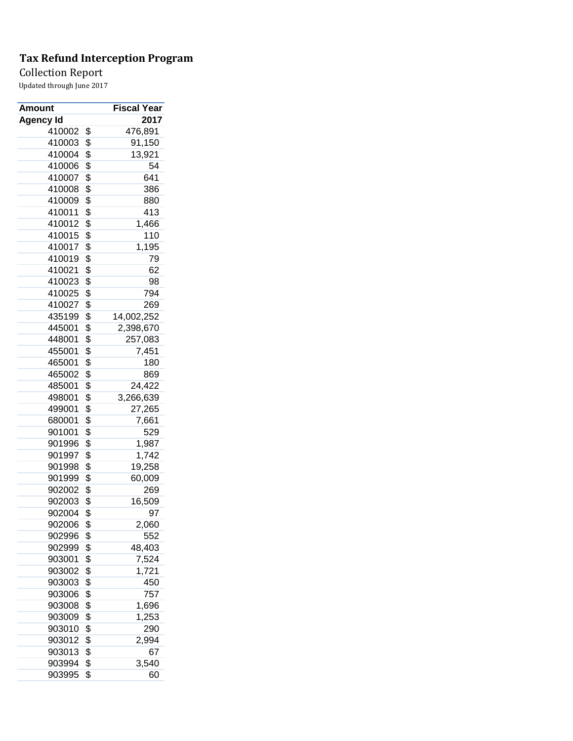**Tax Refund Interception Program**

Collection Report

Updated through June 2017

| Amount | Fiscal Year |
|---|---|
| **Agency Id** | **2017** |
| 410002 | $ 476,891 |
| 410003 | $ 91,150 |
| 410004 | $ 13,921 |
| 410006 | $ 54 |
| 410007 | $ 641 |
| 410008 | $ 386 |
| 410009 | $ 880 |
| 410011 | $ 413 |
| 410012 | $ 1,466 |
| 410015 | $ 110 |
| 410017 | $ 1,195 |
| 410019 | $ 79 |
| 410021 | $ 62 |
| 410023 | $ 98 |
| 410025 | $ 794 |
| 410027 | $ 269 |
| 435199 | $ 14,002,252 |
| 445001 | $ 2,398,670 |
| 448001 | $ 257,083 |
| 455001 | $ 7,451 |
| 465001 | $ 180 |
| 465002 | $ 869 |
| 485001 | $ 24,422 |
| 498001 | $ 3,266,639 |
| 499001 | $ 27,265 |
| 680001 | $ 7,661 |
| 901001 | $ 529 |
| 901996 | $ 1,987 |
| 901997 | $ 1,742 |
| 901998 | $ 19,258 |
| 901999 | $ 60,009 |
| 902002 | $ 269 |
| 902003 | $ 16,509 |
| 902004 | $ 97 |
| 902006 | $ 2,060 |
| 902996 | $ 552 |
| 902999 | $ 48,403 |
| 903001 | $ 7,524 |
| 903002 | $ 1,721 |
| 903003 | $ 450 |
| 903006 | $ 757 |
| 903008 | $ 1,696 |
| 903009 | $ 1,253 |
| 903010 | $ 290 |
| 903012 | $ 2,994 |
| 903013 | $ 67 |
| 903994 | $ 3,540 |
| 903995 | $ 60 |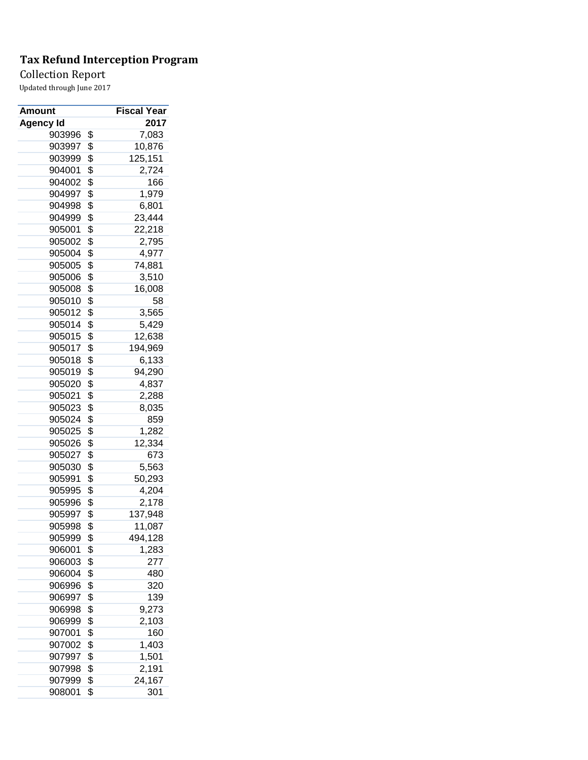**Tax Refund Interception Program**

Collection Report

Updated through June 2017

| Amount | Fiscal Year |
|---|---|
| **Agency Id** | **2017** |
| 903996 | $ 7,083 |
| 903997 | $ 10,876 |
| 903999 | $ 125,151 |
| 904001 | $ 2,724 |
| 904002 | $ 166 |
| 904997 | $ 1,979 |
| 904998 | $ 6,801 |
| 904999 | $ 23,444 |
| 905001 | $ 22,218 |
| 905002 | $ 2,795 |
| 905004 | $ 4,977 |
| 905005 | $ 74,881 |
| 905006 | $ 3,510 |
| 905008 | $ 16,008 |
| 905010 | $ 58 |
| 905012 | $ 3,565 |
| 905014 | $ 5,429 |
| 905015 | $ 12,638 |
| 905017 | $ 194,969 |
| 905018 | $ 6,133 |
| 905019 | $ 94,290 |
| 905020 | $ 4,837 |
| 905021 | $ 2,288 |
| 905023 | $ 8,035 |
| 905024 | $ 859 |
| 905025 | $ 1,282 |
| 905026 | $ 12,334 |
| 905027 | $ 673 |
| 905030 | $ 5,563 |
| 905991 | $ 50,293 |
| 905995 | $ 4,204 |
| 905996 | $ 2,178 |
| 905997 | $ 137,948 |
| 905998 | $ 11,087 |
| 905999 | $ 494,128 |
| 906001 | $ 1,283 |
| 906003 | $ 277 |
| 906004 | $ 480 |
| 906996 | $ 320 |
| 906997 | $ 139 |
| 906998 | $ 9,273 |
| 906999 | $ 2,103 |
| 907001 | $ 160 |
| 907002 | $ 1,403 |
| 907997 | $ 1,501 |
| 907998 | $ 2,191 |
| 907999 | $ 24,167 |
| 908001 | $ 301 |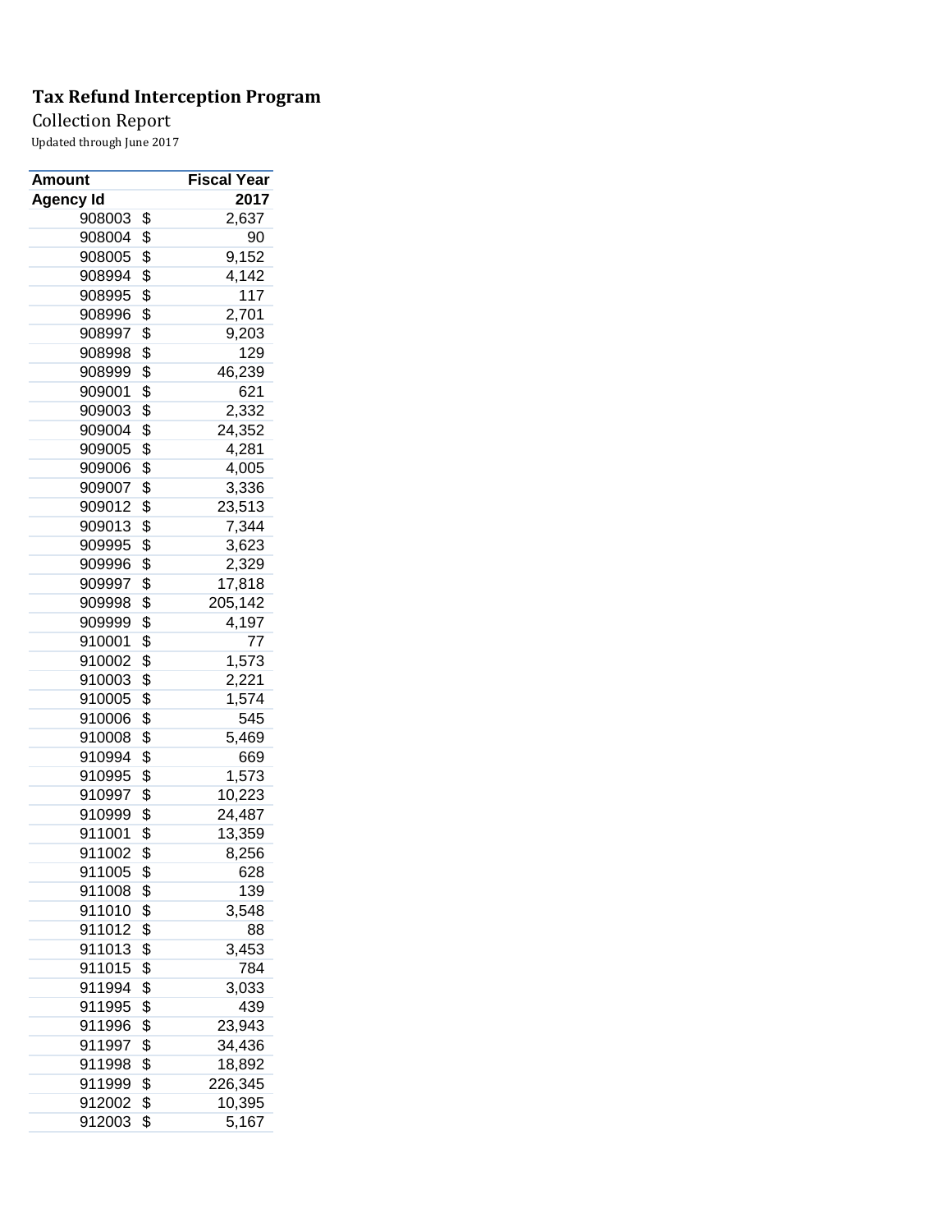**Tax Refund Interception Program**

Collection Report

Updated through June 2017

| Amount | Fiscal Year |
|---|---|
| **Agency Id** | **2017** |
| 908003 | $ 2,637 |
| 908004 | $ 90 |
| 908005 | $ 9,152 |
| 908994 | $ 4,142 |
| 908995 | $ 117 |
| 908996 | $ 2,701 |
| 908997 | $ 9,203 |
| 908998 | $ 129 |
| 908999 | $ 46,239 |
| 909001 | $ 621 |
| 909003 | $ 2,332 |
| 909004 | $ 24,352 |
| 909005 | $ 4,281 |
| 909006 | $ 4,005 |
| 909007 | $ 3,336 |
| 909012 | $ 23,513 |
| 909013 | $ 7,344 |
| 909995 | $ 3,623 |
| 909996 | $ 2,329 |
| 909997 | $ 17,818 |
| 909998 | $ 205,142 |
| 909999 | $ 4,197 |
| 910001 | $ 77 |
| 910002 | $ 1,573 |
| 910003 | $ 2,221 |
| 910005 | $ 1,574 |
| 910006 | $ 545 |
| 910008 | $ 5,469 |
| 910994 | $ 669 |
| 910995 | $ 1,573 |
| 910997 | $ 10,223 |
| 910999 | $ 24,487 |
| 911001 | $ 13,359 |
| 911002 | $ 8,256 |
| 911005 | $ 628 |
| 911008 | $ 139 |
| 911010 | $ 3,548 |
| 911012 | $ 88 |
| 911013 | $ 3,453 |
| 911015 | $ 784 |
| 911994 | $ 3,033 |
| 911995 | $ 439 |
| 911996 | $ 23,943 |
| 911997 | $ 34,436 |
| 911998 | $ 18,892 |
| 911999 | $ 226,345 |
| 912002 | $ 10,395 |
| 912003 | $ 5,167 |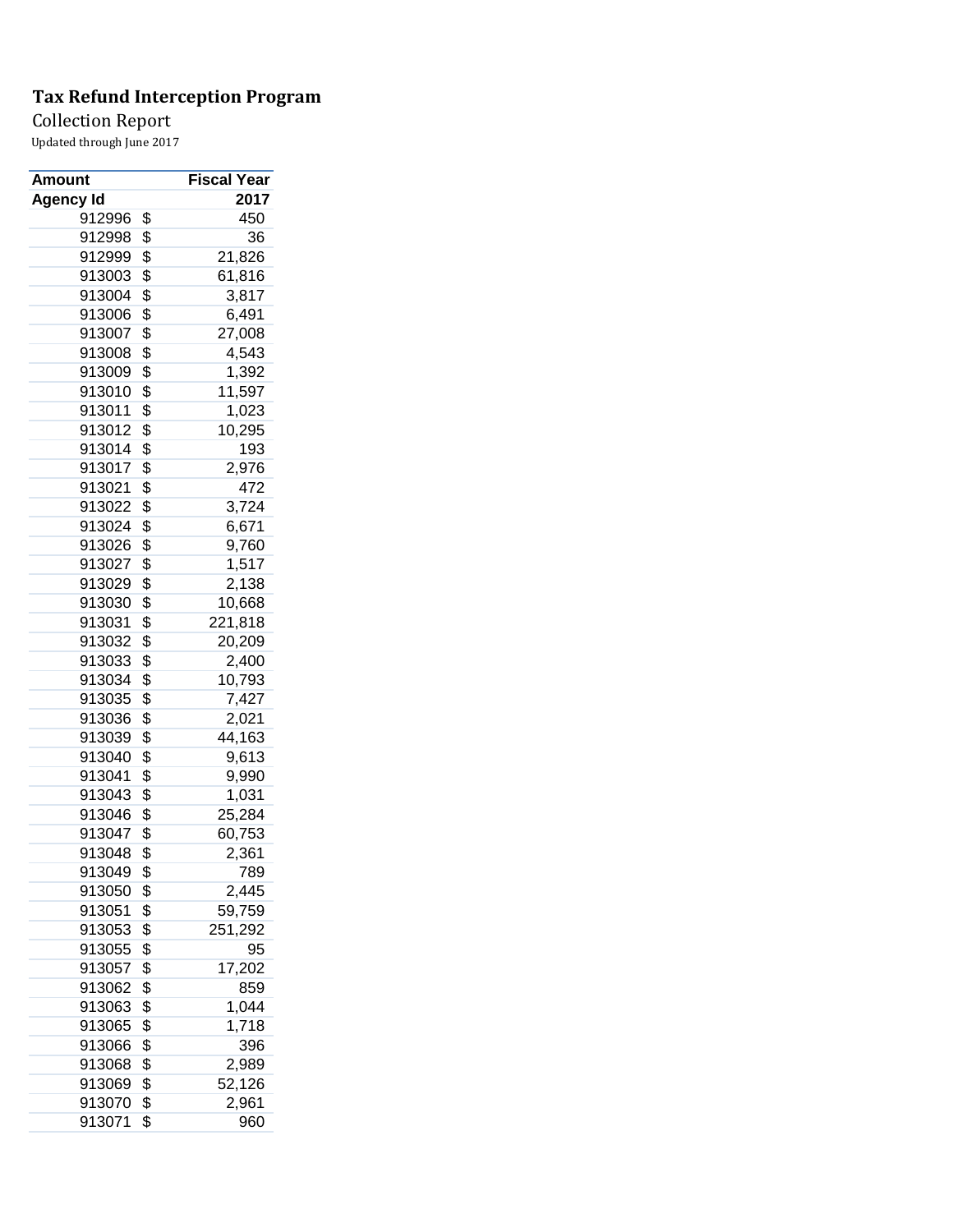**Tax Refund Interception Program**

Collection Report

Updated through June 2017

| Amount | Fiscal Year |
|---|---|
| **Agency Id** | **2017** |
| 912996 | $ 450 |
| 912998 | $ 36 |
| 912999 | $ 21,826 |
| 913003 | $ 61,816 |
| 913004 | $ 3,817 |
| 913006 | $ 6,491 |
| 913007 | $ 27,008 |
| 913008 | $ 4,543 |
| 913009 | $ 1,392 |
| 913010 | $ 11,597 |
| 913011 | $ 1,023 |
| 913012 | $ 10,295 |
| 913014 | $ 193 |
| 913017 | $ 2,976 |
| 913021 | $ 472 |
| 913022 | $ 3,724 |
| 913024 | $ 6,671 |
| 913026 | $ 9,760 |
| 913027 | $ 1,517 |
| 913029 | $ 2,138 |
| 913030 | $ 10,668 |
| 913031 | $ 221,818 |
| 913032 | $ 20,209 |
| 913033 | $ 2,400 |
| 913034 | $ 10,793 |
| 913035 | $ 7,427 |
| 913036 | $ 2,021 |
| 913039 | $ 44,163 |
| 913040 | $ 9,613 |
| 913041 | $ 9,990 |
| 913043 | $ 1,031 |
| 913046 | $ 25,284 |
| 913047 | $ 60,753 |
| 913048 | $ 2,361 |
| 913049 | $ 789 |
| 913050 | $ 2,445 |
| 913051 | $ 59,759 |
| 913053 | $ 251,292 |
| 913055 | $ 95 |
| 913057 | $ 17,202 |
| 913062 | $ 859 |
| 913063 | $ 1,044 |
| 913065 | $ 1,718 |
| 913066 | $ 396 |
| 913068 | $ 2,989 |
| 913069 | $ 52,126 |
| 913070 | $ 2,961 |
| 913071 | $ 960 |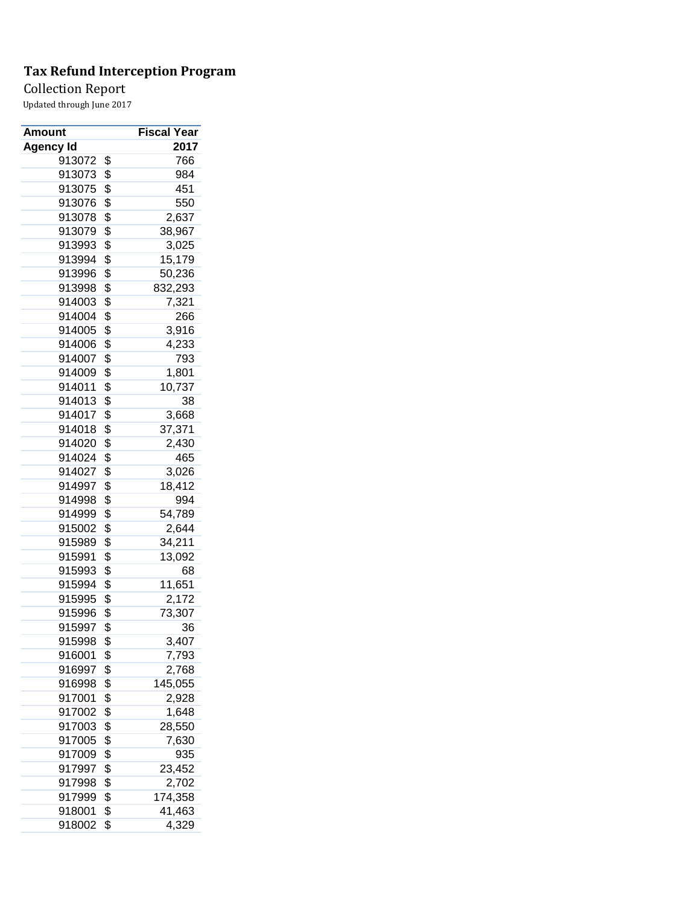**Tax Refund Interception Program**

Collection Report

Updated through June 2017

| Amount | Fiscal Year |
|---|---|
| Agency Id | 2017 |
| 913072 | $ 766 |
| 913073 | $ 984 |
| 913075 | $ 451 |
| 913076 | $ 550 |
| 913078 | $ 2,637 |
| 913079 | $ 38,967 |
| 913993 | $ 3,025 |
| 913994 | $ 15,179 |
| 913996 | $ 50,236 |
| 913998 | $ 832,293 |
| 914003 | $ 7,321 |
| 914004 | $ 266 |
| 914005 | $ 3,916 |
| 914006 | $ 4,233 |
| 914007 | $ 793 |
| 914009 | $ 1,801 |
| 914011 | $ 10,737 |
| 914013 | $ 38 |
| 914017 | $ 3,668 |
| 914018 | $ 37,371 |
| 914020 | $ 2,430 |
| 914024 | $ 465 |
| 914027 | $ 3,026 |
| 914997 | $ 18,412 |
| 914998 | $ 994 |
| 914999 | $ 54,789 |
| 915002 | $ 2,644 |
| 915989 | $ 34,211 |
| 915991 | $ 13,092 |
| 915993 | $ 68 |
| 915994 | $ 11,651 |
| 915995 | $ 2,172 |
| 915996 | $ 73,307 |
| 915997 | $ 36 |
| 915998 | $ 3,407 |
| 916001 | $ 7,793 |
| 916997 | $ 2,768 |
| 916998 | $ 145,055 |
| 917001 | $ 2,928 |
| 917002 | $ 1,648 |
| 917003 | $ 28,550 |
| 917005 | $ 7,630 |
| 917009 | $ 935 |
| 917997 | $ 23,452 |
| 917998 | $ 2,702 |
| 917999 | $ 174,358 |
| 918001 | $ 41,463 |
| 918002 | $ 4,329 |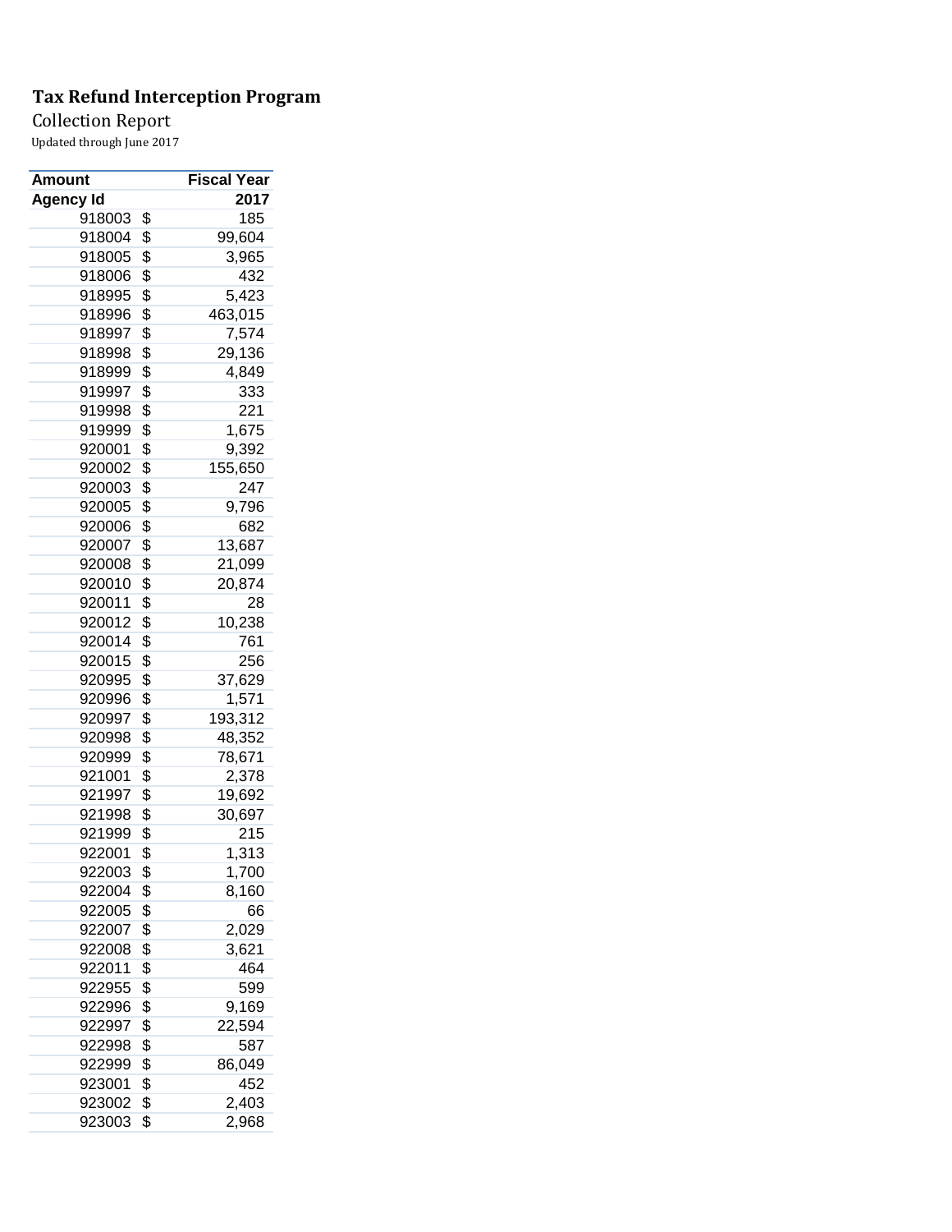**Tax Refund Interception Program**

Collection Report

Updated through June 2017

| Amount | Fiscal Year |
|---|---|
| **Agency Id** | **2017** |
| 918003 | $ 185 |
| 918004 | $ 99,604 |
| 918005 | $ 3,965 |
| 918006 | $ 432 |
| 918995 | $ 5,423 |
| 918996 | $ 463,015 |
| 918997 | $ 7,574 |
| 918998 | $ 29,136 |
| 918999 | $ 4,849 |
| 919997 | $ 333 |
| 919998 | $ 221 |
| 919999 | $ 1,675 |
| 920001 | $ 9,392 |
| 920002 | $ 155,650 |
| 920003 | $ 247 |
| 920005 | $ 9,796 |
| 920006 | $ 682 |
| 920007 | $ 13,687 |
| 920008 | $ 21,099 |
| 920010 | $ 20,874 |
| 920011 | $ 28 |
| 920012 | $ 10,238 |
| 920014 | $ 761 |
| 920015 | $ 256 |
| 920995 | $ 37,629 |
| 920996 | $ 1,571 |
| 920997 | $ 193,312 |
| 920998 | $ 48,352 |
| 920999 | $ 78,671 |
| 921001 | $ 2,378 |
| 921997 | $ 19,692 |
| 921998 | $ 30,697 |
| 921999 | $ 215 |
| 922001 | $ 1,313 |
| 922003 | $ 1,700 |
| 922004 | $ 8,160 |
| 922005 | $ 66 |
| 922007 | $ 2,029 |
| 922008 | $ 3,621 |
| 922011 | $ 464 |
| 922955 | $ 599 |
| 922996 | $ 9,169 |
| 922997 | $ 22,594 |
| 922998 | $ 587 |
| 922999 | $ 86,049 |
| 923001 | $ 452 |
| 923002 | $ 2,403 |
| 923003 | $ 2,968 |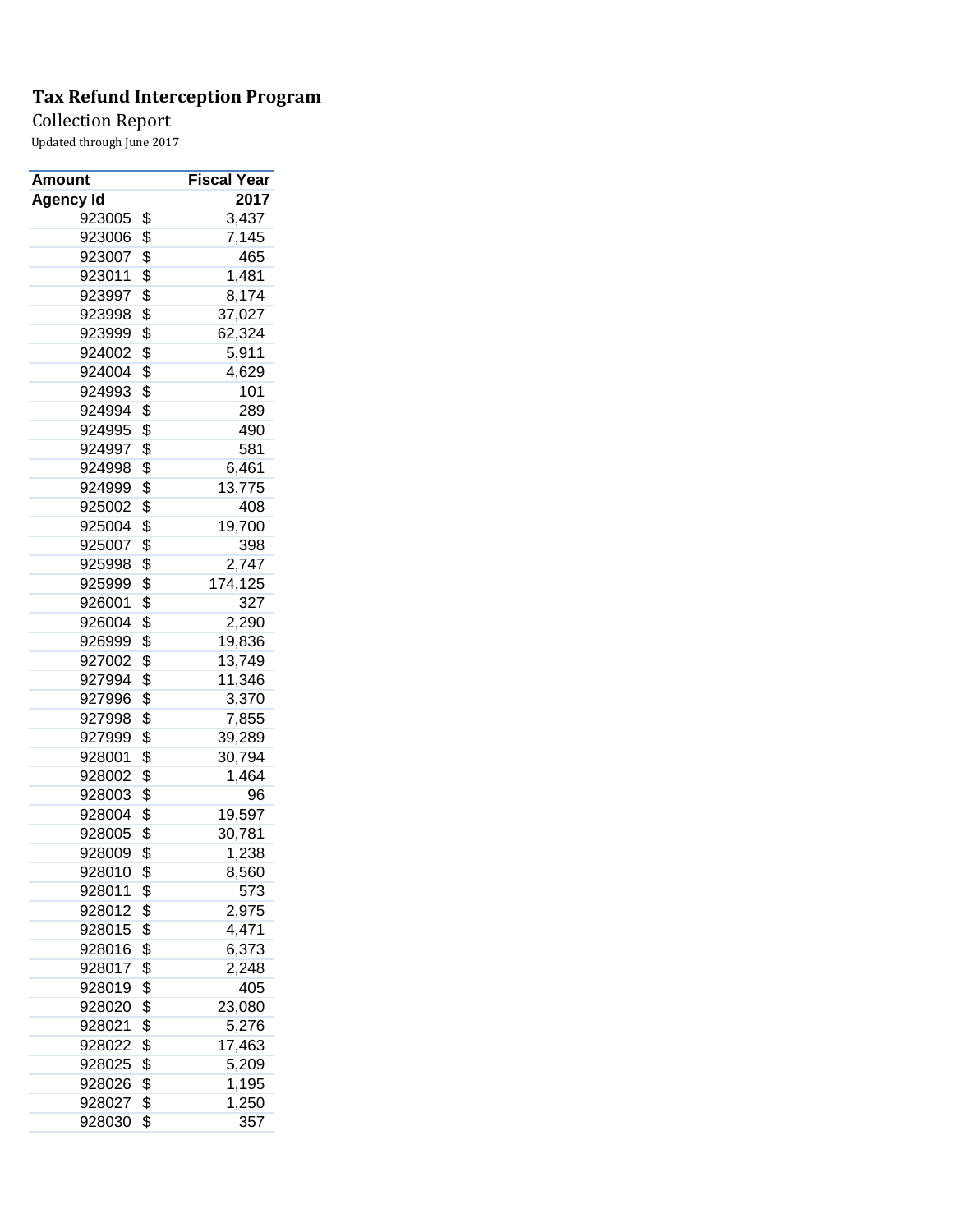**Tax Refund Interception Program**

Collection Report

Updated through June 2017

| Amount | Fiscal Year |
|---|---|
| Agency Id | 2017 |
| 923005 | $ 3,437 |
| 923006 | $ 7,145 |
| 923007 | $ 465 |
| 923011 | $ 1,481 |
| 923997 | $ 8,174 |
| 923998 | $ 37,027 |
| 923999 | $ 62,324 |
| 924002 | $ 5,911 |
| 924004 | $ 4,629 |
| 924993 | $ 101 |
| 924994 | $ 289 |
| 924995 | $ 490 |
| 924997 | $ 581 |
| 924998 | $ 6,461 |
| 924999 | $ 13,775 |
| 925002 | $ 408 |
| 925004 | $ 19,700 |
| 925007 | $ 398 |
| 925998 | $ 2,747 |
| 925999 | $ 174,125 |
| 926001 | $ 327 |
| 926004 | $ 2,290 |
| 926999 | $ 19,836 |
| 927002 | $ 13,749 |
| 927994 | $ 11,346 |
| 927996 | $ 3,370 |
| 927998 | $ 7,855 |
| 927999 | $ 39,289 |
| 928001 | $ 30,794 |
| 928002 | $ 1,464 |
| 928003 | $ 96 |
| 928004 | $ 19,597 |
| 928005 | $ 30,781 |
| 928009 | $ 1,238 |
| 928010 | $ 8,560 |
| 928011 | $ 573 |
| 928012 | $ 2,975 |
| 928015 | $ 4,471 |
| 928016 | $ 6,373 |
| 928017 | $ 2,248 |
| 928019 | $ 405 |
| 928020 | $ 23,080 |
| 928021 | $ 5,276 |
| 928022 | $ 17,463 |
| 928025 | $ 5,209 |
| 928026 | $ 1,195 |
| 928027 | $ 1,250 |
| 928030 | $ 357 |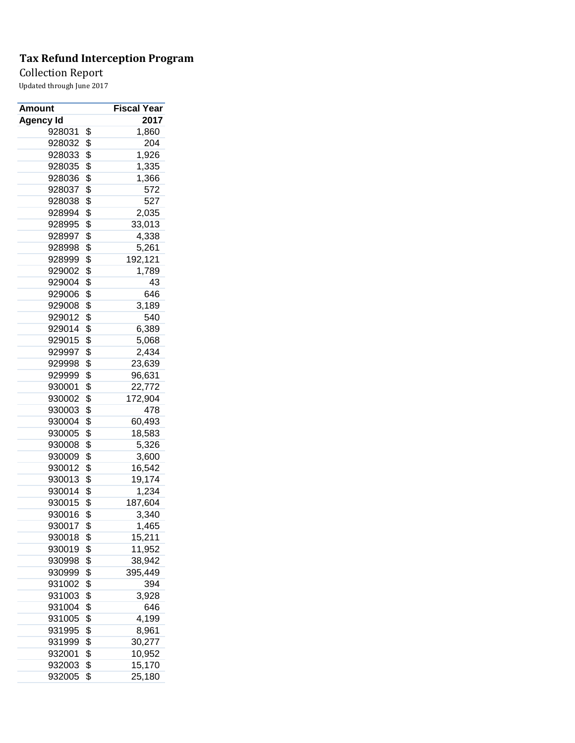**Tax Refund Interception Program**

Collection Report

Updated through June 2017

| Amount | | Fiscal Year |
|---|---|---|
| Agency Id | | 2017 |
| 928031 | $ | 1,860 |
| 928032 | $ | 204 |
| 928033 | $ | 1,926 |
| 928035 | $ | 1,335 |
| 928036 | $ | 1,366 |
| 928037 | $ | 572 |
| 928038 | $ | 527 |
| 928994 | $ | 2,035 |
| 928995 | $ | 33,013 |
| 928997 | $ | 4,338 |
| 928998 | $ | 5,261 |
| 928999 | $ | 192,121 |
| 929002 | $ | 1,789 |
| 929004 | $ | 43 |
| 929006 | $ | 646 |
| 929008 | $ | 3,189 |
| 929012 | $ | 540 |
| 929014 | $ | 6,389 |
| 929015 | $ | 5,068 |
| 929997 | $ | 2,434 |
| 929998 | $ | 23,639 |
| 929999 | $ | 96,631 |
| 930001 | $ | 22,772 |
| 930002 | $ | 172,904 |
| 930003 | $ | 478 |
| 930004 | $ | 60,493 |
| 930005 | $ | 18,583 |
| 930008 | $ | 5,326 |
| 930009 | $ | 3,600 |
| 930012 | $ | 16,542 |
| 930013 | $ | 19,174 |
| 930014 | $ | 1,234 |
| 930015 | $ | 187,604 |
| 930016 | $ | 3,340 |
| 930017 | $ | 1,465 |
| 930018 | $ | 15,211 |
| 930019 | $ | 11,952 |
| 930998 | $ | 38,942 |
| 930999 | $ | 395,449 |
| 931002 | $ | 394 |
| 931003 | $ | 3,928 |
| 931004 | $ | 646 |
| 931005 | $ | 4,199 |
| 931995 | $ | 8,961 |
| 931999 | $ | 30,277 |
| 932001 | $ | 10,952 |
| 932003 | $ | 15,170 |
| 932005 | $ | 25,180 |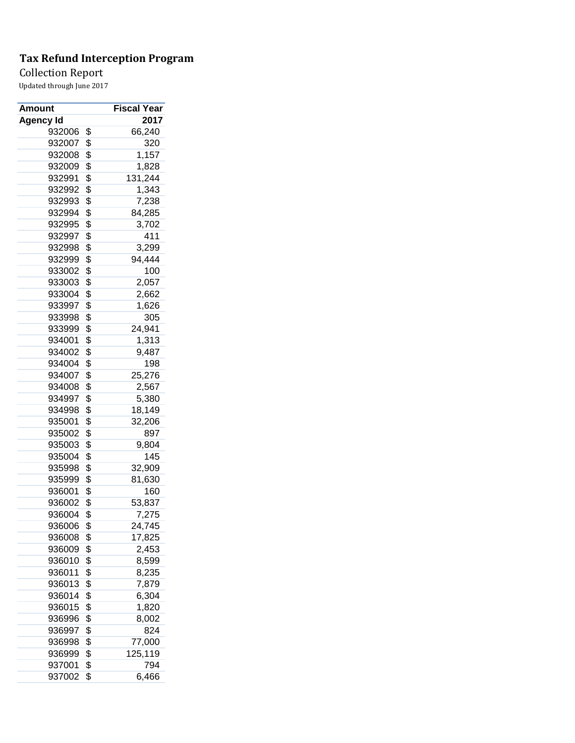**Tax Refund Interception Program**

Collection Report

Updated through June 2017

| Amount | Fiscal Year |
|---|---|
| **Agency Id** | **2017** |
| 932006 | $ 66,240 |
| 932007 | $ 320 |
| 932008 | $ 1,157 |
| 932009 | $ 1,828 |
| 932991 | $ 131,244 |
| 932992 | $ 1,343 |
| 932993 | $ 7,238 |
| 932994 | $ 84,285 |
| 932995 | $ 3,702 |
| 932997 | $ 411 |
| 932998 | $ 3,299 |
| 932999 | $ 94,444 |
| 933002 | $ 100 |
| 933003 | $ 2,057 |
| 933004 | $ 2,662 |
| 933997 | $ 1,626 |
| 933998 | $ 305 |
| 933999 | $ 24,941 |
| 934001 | $ 1,313 |
| 934002 | $ 9,487 |
| 934004 | $ 198 |
| 934007 | $ 25,276 |
| 934008 | $ 2,567 |
| 934997 | $ 5,380 |
| 934998 | $ 18,149 |
| 935001 | $ 32,206 |
| 935002 | $ 897 |
| 935003 | $ 9,804 |
| 935004 | $ 145 |
| 935998 | $ 32,909 |
| 935999 | $ 81,630 |
| 936001 | $ 160 |
| 936002 | $ 53,837 |
| 936004 | $ 7,275 |
| 936006 | $ 24,745 |
| 936008 | $ 17,825 |
| 936009 | $ 2,453 |
| 936010 | $ 8,599 |
| 936011 | $ 8,235 |
| 936013 | $ 7,879 |
| 936014 | $ 6,304 |
| 936015 | $ 1,820 |
| 936996 | $ 8,002 |
| 936997 | $ 824 |
| 936998 | $ 77,000 |
| 936999 | $ 125,119 |
| 937001 | $ 794 |
| 937002 | $ 6,466 |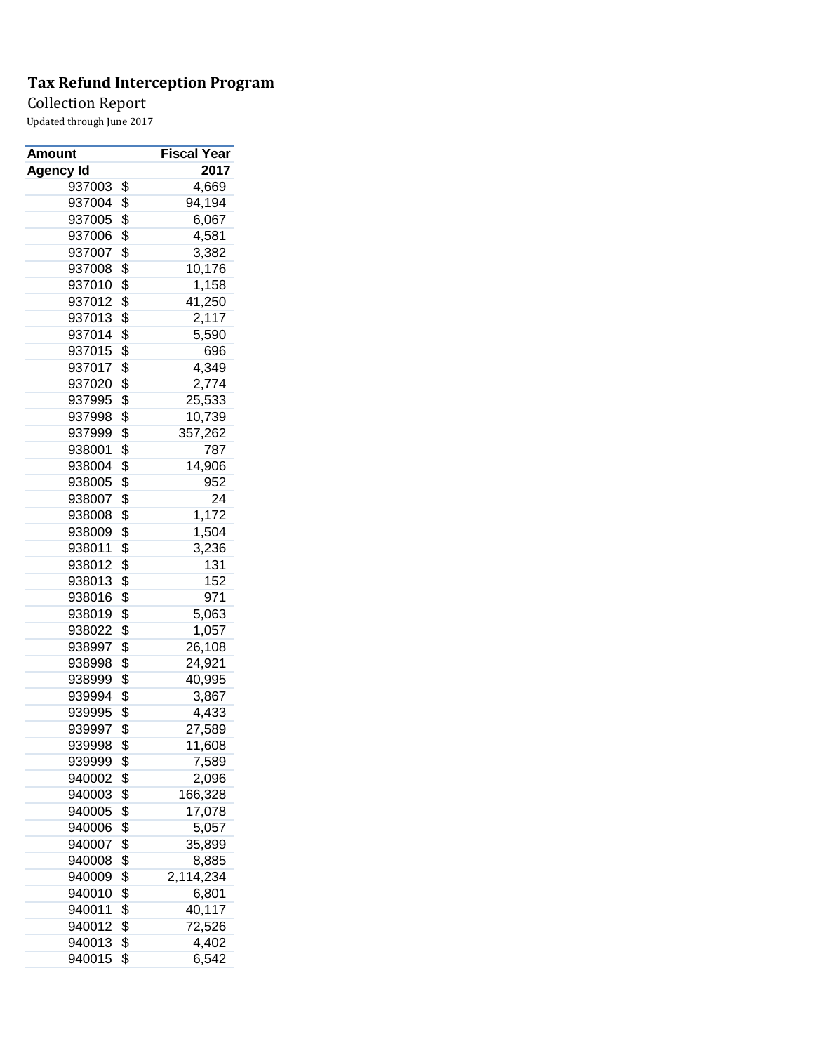**Tax Refund Interception Program**

Collection Report

Updated through June 2017

| Amount | Fiscal Year |
|---|---|
| Agency Id | 2017 |
| 937003 | $ 4,669 |
| 937004 | $ 94,194 |
| 937005 | $ 6,067 |
| 937006 | $ 4,581 |
| 937007 | $ 3,382 |
| 937008 | $ 10,176 |
| 937010 | $ 1,158 |
| 937012 | $ 41,250 |
| 937013 | $ 2,117 |
| 937014 | $ 5,590 |
| 937015 | $ 696 |
| 937017 | $ 4,349 |
| 937020 | $ 2,774 |
| 937995 | $ 25,533 |
| 937998 | $ 10,739 |
| 937999 | $ 357,262 |
| 938001 | $ 787 |
| 938004 | $ 14,906 |
| 938005 | $ 952 |
| 938007 | $ 24 |
| 938008 | $ 1,172 |
| 938009 | $ 1,504 |
| 938011 | $ 3,236 |
| 938012 | $ 131 |
| 938013 | $ 152 |
| 938016 | $ 971 |
| 938019 | $ 5,063 |
| 938022 | $ 1,057 |
| 938997 | $ 26,108 |
| 938998 | $ 24,921 |
| 938999 | $ 40,995 |
| 939994 | $ 3,867 |
| 939995 | $ 4,433 |
| 939997 | $ 27,589 |
| 939998 | $ 11,608 |
| 939999 | $ 7,589 |
| 940002 | $ 2,096 |
| 940003 | $ 166,328 |
| 940005 | $ 17,078 |
| 940006 | $ 5,057 |
| 940007 | $ 35,899 |
| 940008 | $ 8,885 |
| 940009 | $ 2,114,234 |
| 940010 | $ 6,801 |
| 940011 | $ 40,117 |
| 940012 | $ 72,526 |
| 940013 | $ 4,402 |
| 940015 | $ 6,542 |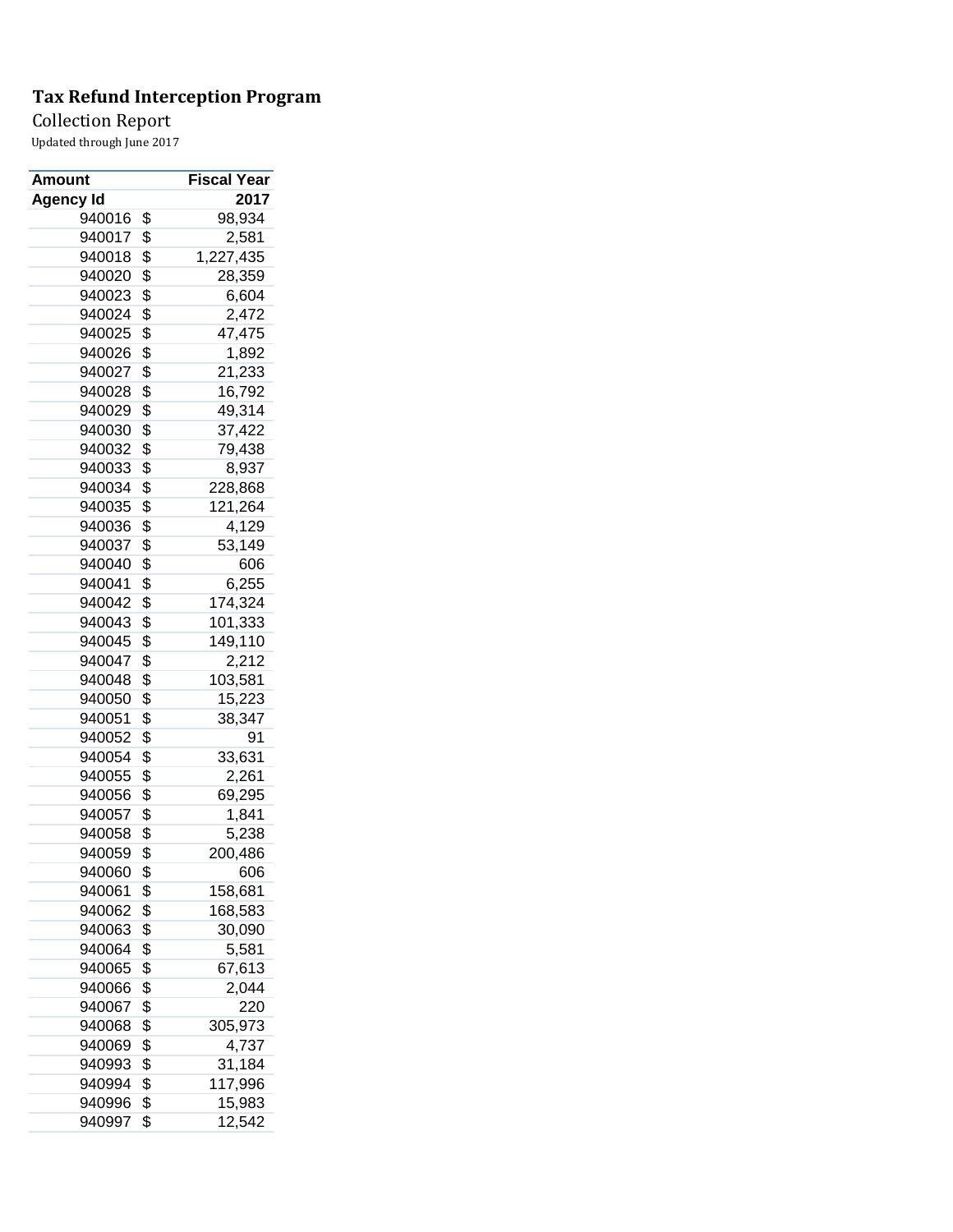**Tax Refund Interception Program**

Collection Report

Updated through June 2017

| Amount | Fiscal Year |
|---|---|
| **Agency Id** | **2017** |
| 940016 | $ 98,934 |
| 940017 | $ 2,581 |
| 940018 | $ 1,227,435 |
| 940020 | $ 28,359 |
| 940023 | $ 6,604 |
| 940024 | $ 2,472 |
| 940025 | $ 47,475 |
| 940026 | $ 1,892 |
| 940027 | $ 21,233 |
| 940028 | $ 16,792 |
| 940029 | $ 49,314 |
| 940030 | $ 37,422 |
| 940032 | $ 79,438 |
| 940033 | $ 8,937 |
| 940034 | $ 228,868 |
| 940035 | $ 121,264 |
| 940036 | $ 4,129 |
| 940037 | $ 53,149 |
| 940040 | $ 606 |
| 940041 | $ 6,255 |
| 940042 | $ 174,324 |
| 940043 | $ 101,333 |
| 940045 | $ 149,110 |
| 940047 | $ 2,212 |
| 940048 | $ 103,581 |
| 940050 | $ 15,223 |
| 940051 | $ 38,347 |
| 940052 | $ 91 |
| 940054 | $ 33,631 |
| 940055 | $ 2,261 |
| 940056 | $ 69,295 |
| 940057 | $ 1,841 |
| 940058 | $ 5,238 |
| 940059 | $ 200,486 |
| 940060 | $ 606 |
| 940061 | $ 158,681 |
| 940062 | $ 168,583 |
| 940063 | $ 30,090 |
| 940064 | $ 5,581 |
| 940065 | $ 67,613 |
| 940066 | $ 2,044 |
| 940067 | $ 220 |
| 940068 | $ 305,973 |
| 940069 | $ 4,737 |
| 940993 | $ 31,184 |
| 940994 | $ 117,996 |
| 940996 | $ 15,983 |
| 940997 | $ 12,542 |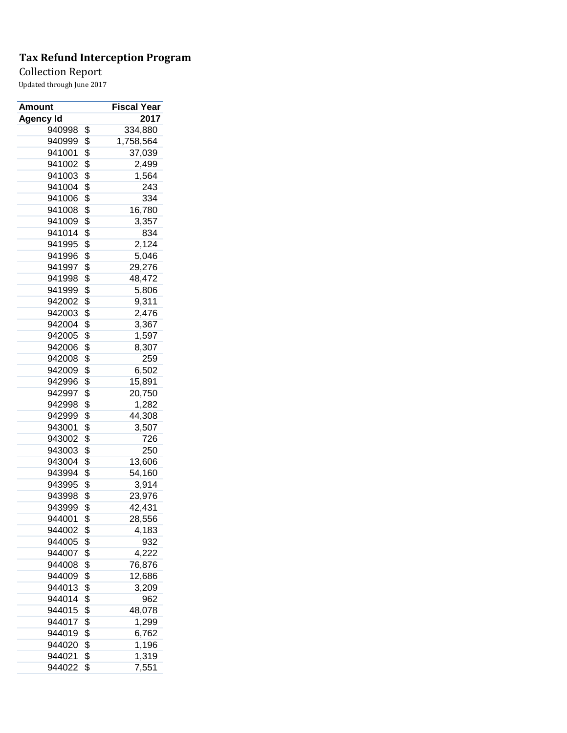**Tax Refund Interception Program**

Collection Report

Updated through June 2017

| Amount | Fiscal Year |
|---|---|
| Agency Id | 2017 |
| 940998 | $ 334,880 |
| 940999 | $ 1,758,564 |
| 941001 | $ 37,039 |
| 941002 | $ 2,499 |
| 941003 | $ 1,564 |
| 941004 | $ 243 |
| 941006 | $ 334 |
| 941008 | $ 16,780 |
| 941009 | $ 3,357 |
| 941014 | $ 834 |
| 941995 | $ 2,124 |
| 941996 | $ 5,046 |
| 941997 | $ 29,276 |
| 941998 | $ 48,472 |
| 941999 | $ 5,806 |
| 942002 | $ 9,311 |
| 942003 | $ 2,476 |
| 942004 | $ 3,367 |
| 942005 | $ 1,597 |
| 942006 | $ 8,307 |
| 942008 | $ 259 |
| 942009 | $ 6,502 |
| 942996 | $ 15,891 |
| 942997 | $ 20,750 |
| 942998 | $ 1,282 |
| 942999 | $ 44,308 |
| 943001 | $ 3,507 |
| 943002 | $ 726 |
| 943003 | $ 250 |
| 943004 | $ 13,606 |
| 943994 | $ 54,160 |
| 943995 | $ 3,914 |
| 943998 | $ 23,976 |
| 943999 | $ 42,431 |
| 944001 | $ 28,556 |
| 944002 | $ 4,183 |
| 944005 | $ 932 |
| 944007 | $ 4,222 |
| 944008 | $ 76,876 |
| 944009 | $ 12,686 |
| 944013 | $ 3,209 |
| 944014 | $ 962 |
| 944015 | $ 48,078 |
| 944017 | $ 1,299 |
| 944019 | $ 6,762 |
| 944020 | $ 1,196 |
| 944021 | $ 1,319 |
| 944022 | $ 7,551 |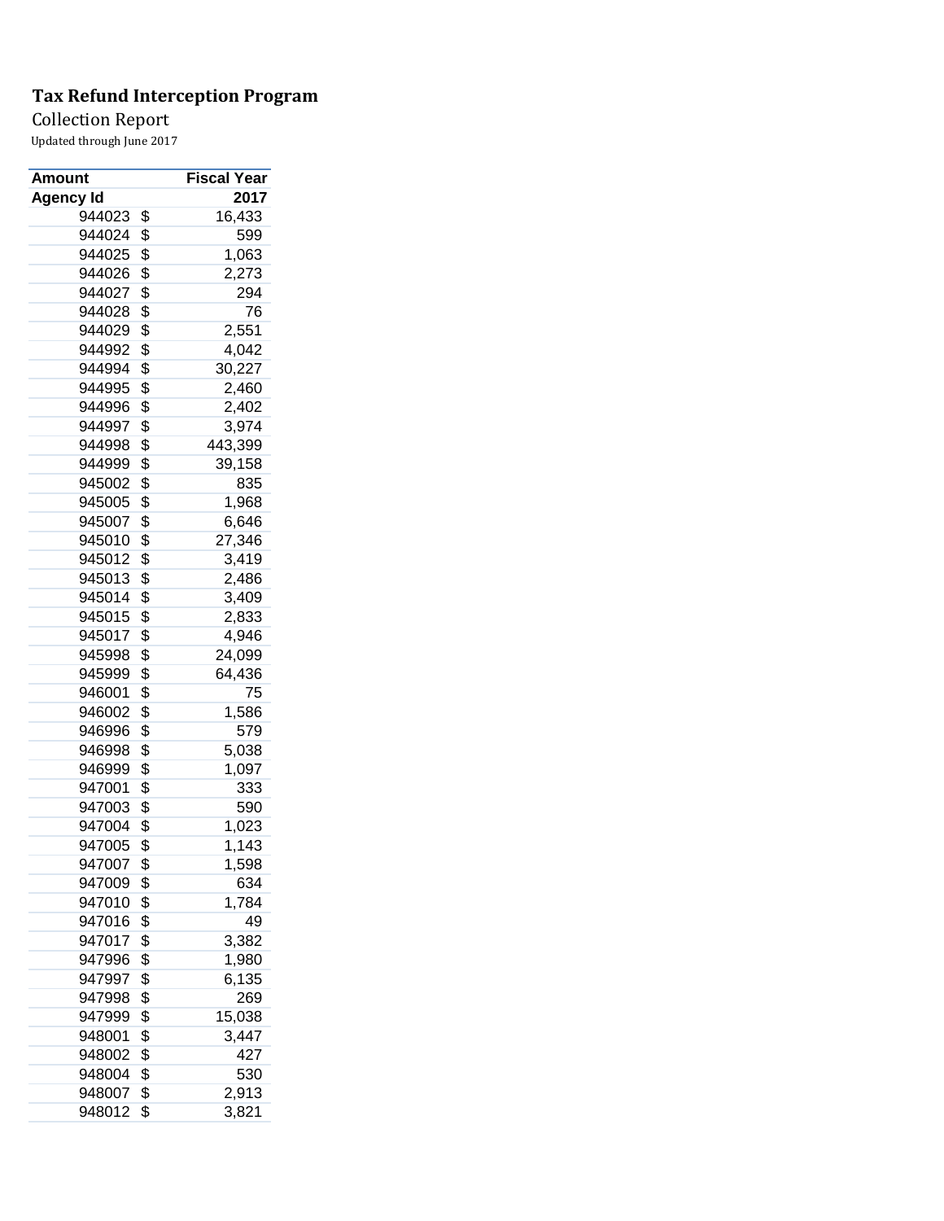# Tax Refund Interception Program

Collection Report

Updated through June 2017

| Amount | Fiscal Year |
|---|---|
| Agency Id | 2017 |
| 944023 | $ 16,433 |
| 944024 | $ 599 |
| 944025 | $ 1,063 |
| 944026 | $ 2,273 |
| 944027 | $ 294 |
| 944028 | $ 76 |
| 944029 | $ 2,551 |
| 944992 | $ 4,042 |
| 944994 | $ 30,227 |
| 944995 | $ 2,460 |
| 944996 | $ 2,402 |
| 944997 | $ 3,974 |
| 944998 | $ 443,399 |
| 944999 | $ 39,158 |
| 945002 | $ 835 |
| 945005 | $ 1,968 |
| 945007 | $ 6,646 |
| 945010 | $ 27,346 |
| 945012 | $ 3,419 |
| 945013 | $ 2,486 |
| 945014 | $ 3,409 |
| 945015 | $ 2,833 |
| 945017 | $ 4,946 |
| 945998 | $ 24,099 |
| 945999 | $ 64,436 |
| 946001 | $ 75 |
| 946002 | $ 1,586 |
| 946996 | $ 579 |
| 946998 | $ 5,038 |
| 946999 | $ 1,097 |
| 947001 | $ 333 |
| 947003 | $ 590 |
| 947004 | $ 1,023 |
| 947005 | $ 1,143 |
| 947007 | $ 1,598 |
| 947009 | $ 634 |
| 947010 | $ 1,784 |
| 947016 | $ 49 |
| 947017 | $ 3,382 |
| 947996 | $ 1,980 |
| 947997 | $ 6,135 |
| 947998 | $ 269 |
| 947999 | $ 15,038 |
| 948001 | $ 3,447 |
| 948002 | $ 427 |
| 948004 | $ 530 |
| 948007 | $ 2,913 |
| 948012 | $ 3,821 |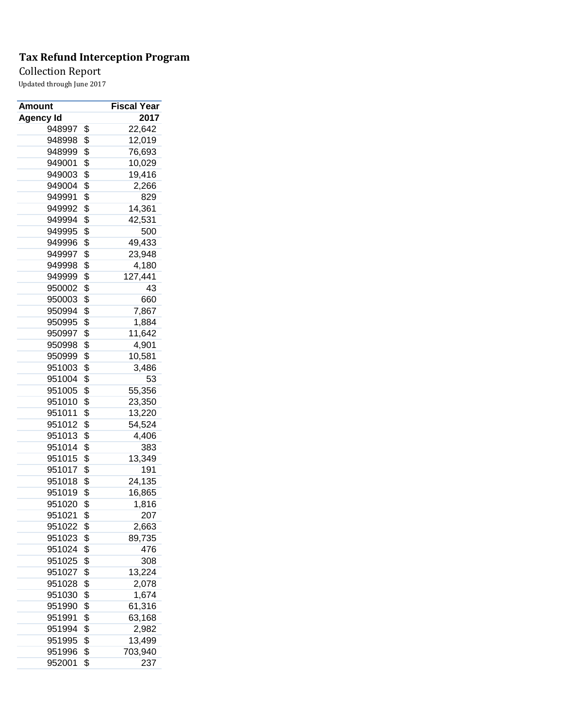**Tax Refund Interception Program**

Collection Report

Updated through June 2017

| Amount | Fiscal Year |
|---|---|
| **Agency Id** | **2017** |
| 948997 | $ 22,642 |
| 948998 | $ 12,019 |
| 948999 | $ 76,693 |
| 949001 | $ 10,029 |
| 949003 | $ 19,416 |
| 949004 | $ 2,266 |
| 949991 | $ 829 |
| 949992 | $ 14,361 |
| 949994 | $ 42,531 |
| 949995 | $ 500 |
| 949996 | $ 49,433 |
| 949997 | $ 23,948 |
| 949998 | $ 4,180 |
| 949999 | $ 127,441 |
| 950002 | $ 43 |
| 950003 | $ 660 |
| 950994 | $ 7,867 |
| 950995 | $ 1,884 |
| 950997 | $ 11,642 |
| 950998 | $ 4,901 |
| 950999 | $ 10,581 |
| 951003 | $ 3,486 |
| 951004 | $ 53 |
| 951005 | $ 55,356 |
| 951010 | $ 23,350 |
| 951011 | $ 13,220 |
| 951012 | $ 54,524 |
| 951013 | $ 4,406 |
| 951014 | $ 383 |
| 951015 | $ 13,349 |
| 951017 | $ 191 |
| 951018 | $ 24,135 |
| 951019 | $ 16,865 |
| 951020 | $ 1,816 |
| 951021 | $ 207 |
| 951022 | $ 2,663 |
| 951023 | $ 89,735 |
| 951024 | $ 476 |
| 951025 | $ 308 |
| 951027 | $ 13,224 |
| 951028 | $ 2,078 |
| 951030 | $ 1,674 |
| 951990 | $ 61,316 |
| 951991 | $ 63,168 |
| 951994 | $ 2,982 |
| 951995 | $ 13,499 |
| 951996 | $ 703,940 |
| 952001 | $ 237 |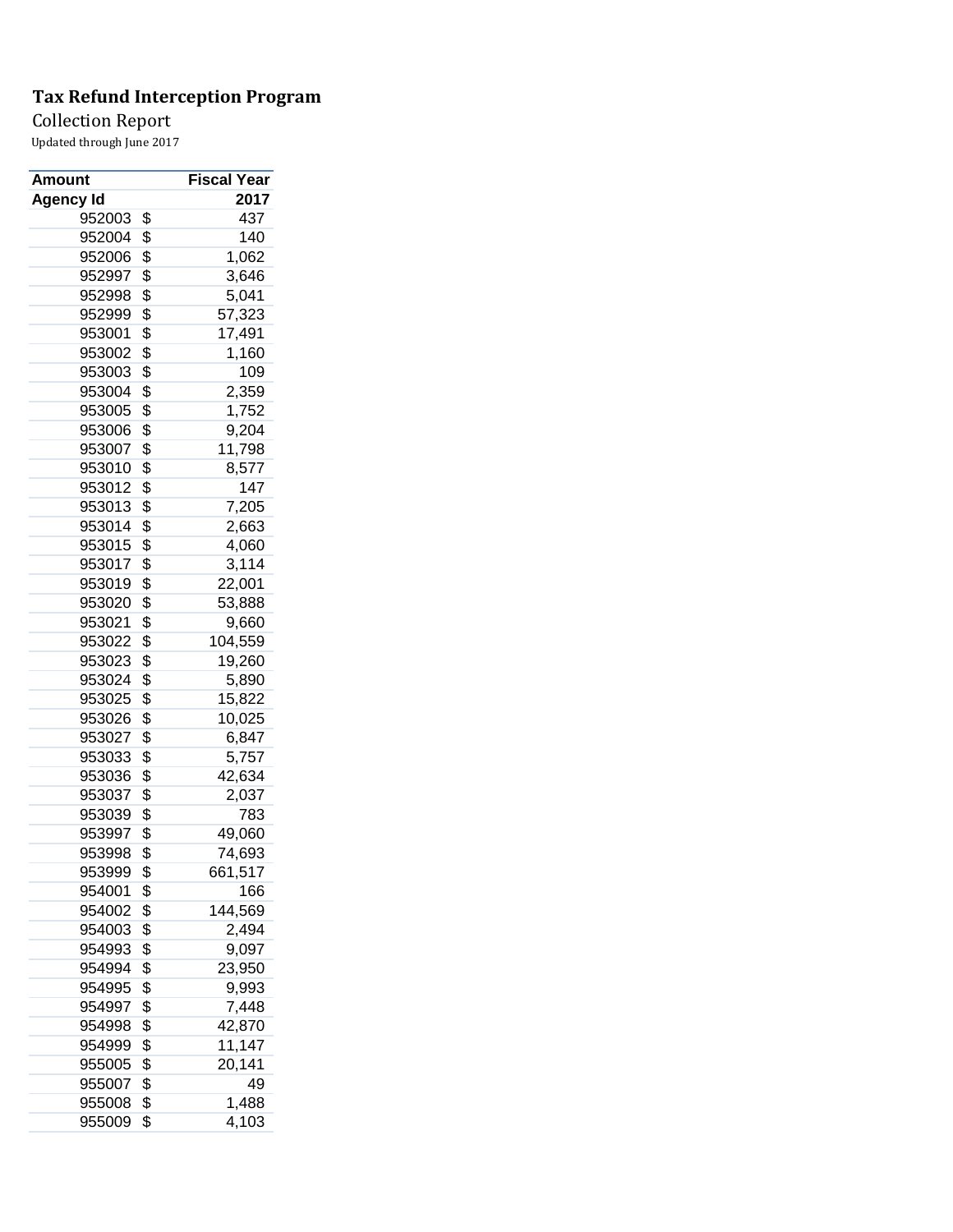**Tax Refund Interception Program**

Collection Report

Updated through June 2017

| Amount | Fiscal Year |
|---|---|
| Agency Id | 2017 |
| 952003 | $ 437 |
| 952004 | $ 140 |
| 952006 | $ 1,062 |
| 952997 | $ 3,646 |
| 952998 | $ 5,041 |
| 952999 | $ 57,323 |
| 953001 | $ 17,491 |
| 953002 | $ 1,160 |
| 953003 | $ 109 |
| 953004 | $ 2,359 |
| 953005 | $ 1,752 |
| 953006 | $ 9,204 |
| 953007 | $ 11,798 |
| 953010 | $ 8,577 |
| 953012 | $ 147 |
| 953013 | $ 7,205 |
| 953014 | $ 2,663 |
| 953015 | $ 4,060 |
| 953017 | $ 3,114 |
| 953019 | $ 22,001 |
| 953020 | $ 53,888 |
| 953021 | $ 9,660 |
| 953022 | $ 104,559 |
| 953023 | $ 19,260 |
| 953024 | $ 5,890 |
| 953025 | $ 15,822 |
| 953026 | $ 10,025 |
| 953027 | $ 6,847 |
| 953033 | $ 5,757 |
| 953036 | $ 42,634 |
| 953037 | $ 2,037 |
| 953039 | $ 783 |
| 953997 | $ 49,060 |
| 953998 | $ 74,693 |
| 953999 | $ 661,517 |
| 954001 | $ 166 |
| 954002 | $ 144,569 |
| 954003 | $ 2,494 |
| 954993 | $ 9,097 |
| 954994 | $ 23,950 |
| 954995 | $ 9,993 |
| 954997 | $ 7,448 |
| 954998 | $ 42,870 |
| 954999 | $ 11,147 |
| 955005 | $ 20,141 |
| 955007 | $ 49 |
| 955008 | $ 1,488 |
| 955009 | $ 4,103 |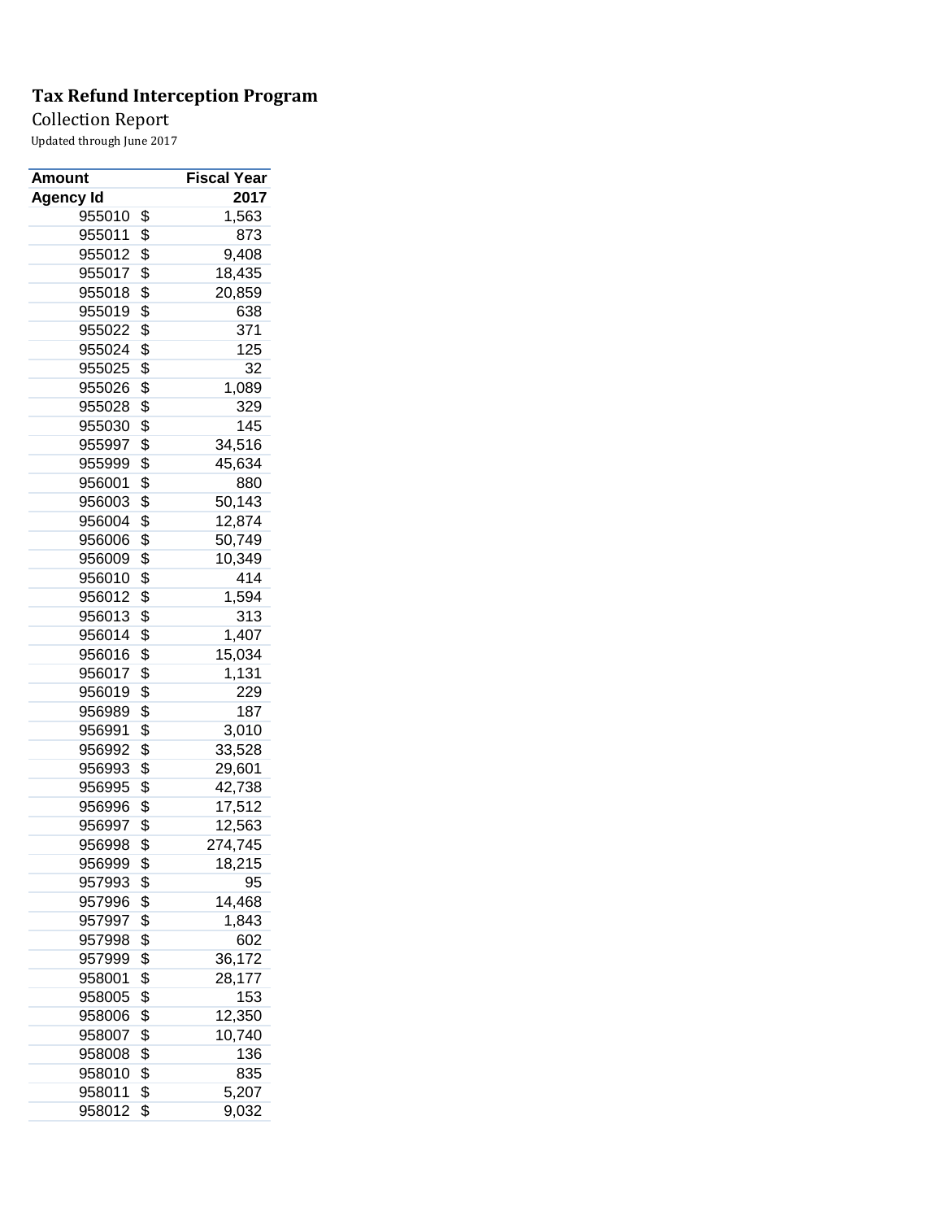**Tax Refund Interception Program**

Collection Report

Updated through June 2017

| Amount | Fiscal Year |
|---|---|
| **Agency Id** | **2017** |
| 955010 | $ 1,563 |
| 955011 | $ 873 |
| 955012 | $ 9,408 |
| 955017 | $ 18,435 |
| 955018 | $ 20,859 |
| 955019 | $ 638 |
| 955022 | $ 371 |
| 955024 | $ 125 |
| 955025 | $ 32 |
| 955026 | $ 1,089 |
| 955028 | $ 329 |
| 955030 | $ 145 |
| 955997 | $ 34,516 |
| 955999 | $ 45,634 |
| 956001 | $ 880 |
| 956003 | $ 50,143 |
| 956004 | $ 12,874 |
| 956006 | $ 50,749 |
| 956009 | $ 10,349 |
| 956010 | $ 414 |
| 956012 | $ 1,594 |
| 956013 | $ 313 |
| 956014 | $ 1,407 |
| 956016 | $ 15,034 |
| 956017 | $ 1,131 |
| 956019 | $ 229 |
| 956989 | $ 187 |
| 956991 | $ 3,010 |
| 956992 | $ 33,528 |
| 956993 | $ 29,601 |
| 956995 | $ 42,738 |
| 956996 | $ 17,512 |
| 956997 | $ 12,563 |
| 956998 | $ 274,745 |
| 956999 | $ 18,215 |
| 957993 | $ 95 |
| 957996 | $ 14,468 |
| 957997 | $ 1,843 |
| 957998 | $ 602 |
| 957999 | $ 36,172 |
| 958001 | $ 28,177 |
| 958005 | $ 153 |
| 958006 | $ 12,350 |
| 958007 | $ 10,740 |
| 958008 | $ 136 |
| 958010 | $ 835 |
| 958011 | $ 5,207 |
| 958012 | $ 9,032 |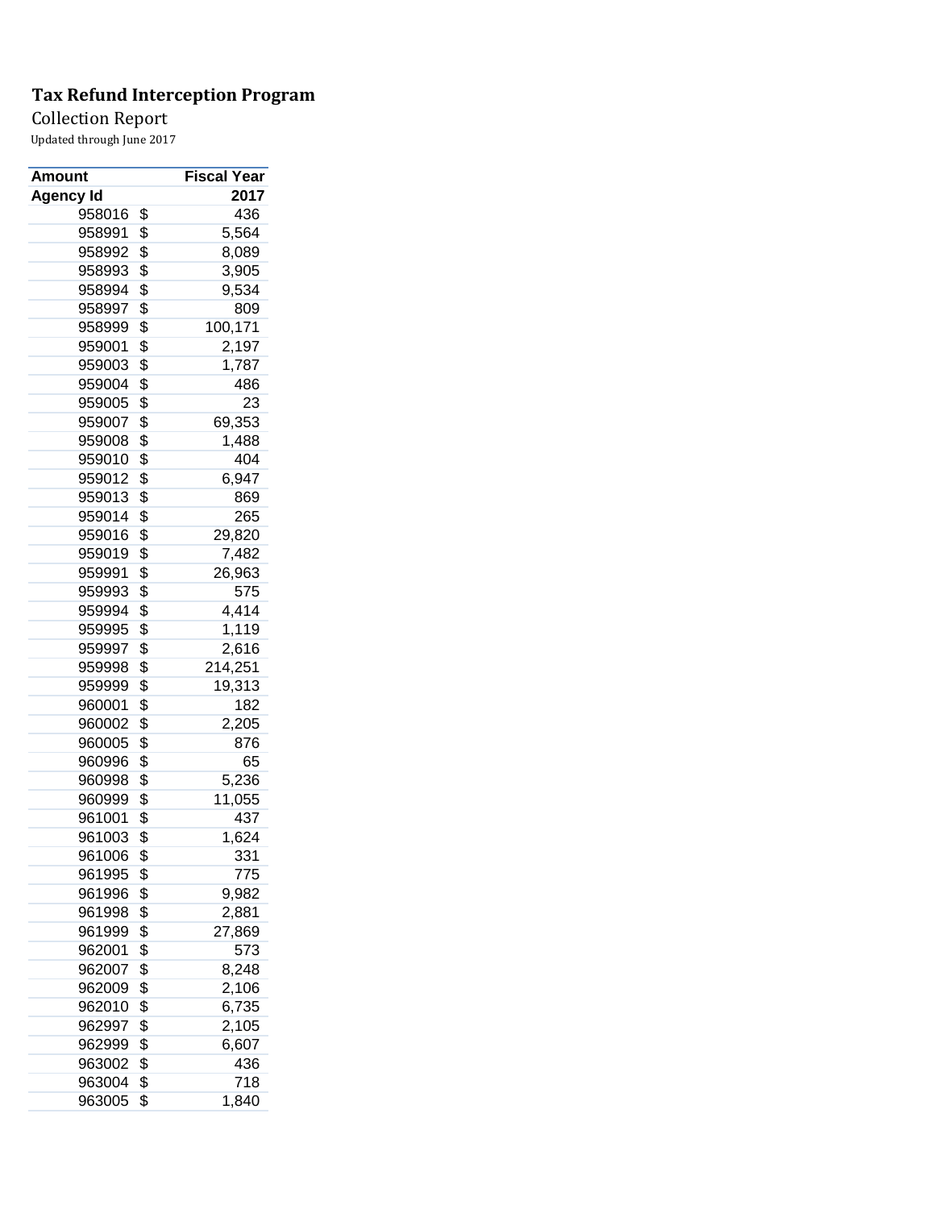**Tax Refund Interception Program**

Collection Report

Updated through June 2017

| Amount | | Fiscal Year |
|---|---|---|
| Agency Id | | 2017 |
| 958016 | $ | 436 |
| 958991 | $ | 5,564 |
| 958992 | $ | 8,089 |
| 958993 | $ | 3,905 |
| 958994 | $ | 9,534 |
| 958997 | $ | 809 |
| 958999 | $ | 100,171 |
| 959001 | $ | 2,197 |
| 959003 | $ | 1,787 |
| 959004 | $ | 486 |
| 959005 | $ | 23 |
| 959007 | $ | 69,353 |
| 959008 | $ | 1,488 |
| 959010 | $ | 404 |
| 959012 | $ | 6,947 |
| 959013 | $ | 869 |
| 959014 | $ | 265 |
| 959016 | $ | 29,820 |
| 959019 | $ | 7,482 |
| 959991 | $ | 26,963 |
| 959993 | $ | 575 |
| 959994 | $ | 4,414 |
| 959995 | $ | 1,119 |
| 959997 | $ | 2,616 |
| 959998 | $ | 214,251 |
| 959999 | $ | 19,313 |
| 960001 | $ | 182 |
| 960002 | $ | 2,205 |
| 960005 | $ | 876 |
| 960996 | $ | 65 |
| 960998 | $ | 5,236 |
| 960999 | $ | 11,055 |
| 961001 | $ | 437 |
| 961003 | $ | 1,624 |
| 961006 | $ | 331 |
| 961995 | $ | 775 |
| 961996 | $ | 9,982 |
| 961998 | $ | 2,881 |
| 961999 | $ | 27,869 |
| 962001 | $ | 573 |
| 962007 | $ | 8,248 |
| 962009 | $ | 2,106 |
| 962010 | $ | 6,735 |
| 962997 | $ | 2,105 |
| 962999 | $ | 6,607 |
| 963002 | $ | 436 |
| 963004 | $ | 718 |
| 963005 | $ | 1,840 |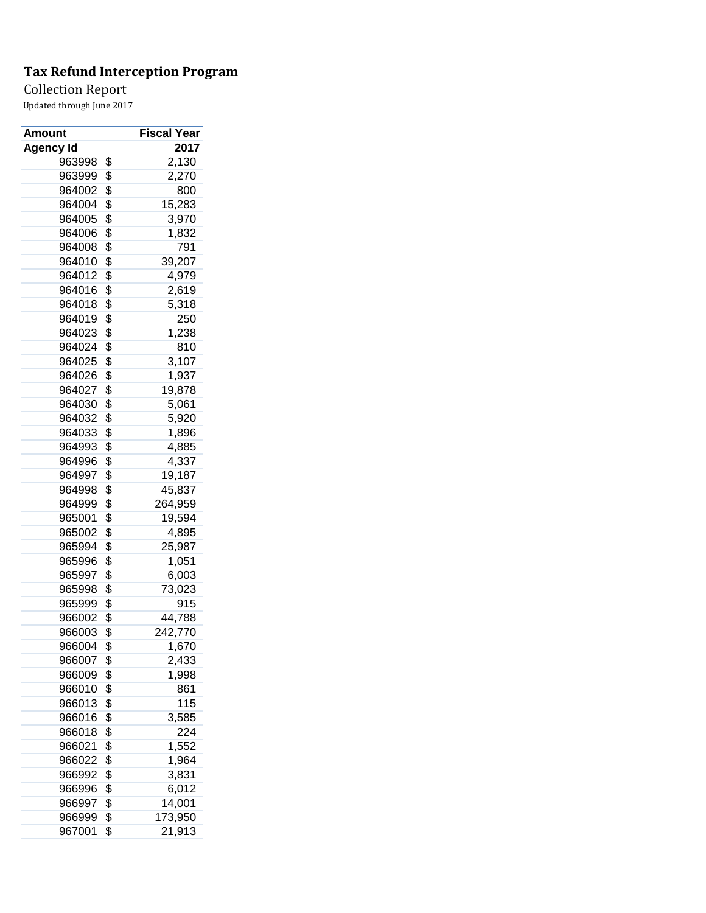**Tax Refund Interception Program**

Collection Report

Updated through June 2017

| Amount | Fiscal Year |
|---|---|
| Agency Id | 2017 |
| 963998 | $ 2,130 |
| 963999 | $ 2,270 |
| 964002 | $ 800 |
| 964004 | $ 15,283 |
| 964005 | $ 3,970 |
| 964006 | $ 1,832 |
| 964008 | $ 791 |
| 964010 | $ 39,207 |
| 964012 | $ 4,979 |
| 964016 | $ 2,619 |
| 964018 | $ 5,318 |
| 964019 | $ 250 |
| 964023 | $ 1,238 |
| 964024 | $ 810 |
| 964025 | $ 3,107 |
| 964026 | $ 1,937 |
| 964027 | $ 19,878 |
| 964030 | $ 5,061 |
| 964032 | $ 5,920 |
| 964033 | $ 1,896 |
| 964993 | $ 4,885 |
| 964996 | $ 4,337 |
| 964997 | $ 19,187 |
| 964998 | $ 45,837 |
| 964999 | $ 264,959 |
| 965001 | $ 19,594 |
| 965002 | $ 4,895 |
| 965994 | $ 25,987 |
| 965996 | $ 1,051 |
| 965997 | $ 6,003 |
| 965998 | $ 73,023 |
| 965999 | $ 915 |
| 966002 | $ 44,788 |
| 966003 | $ 242,770 |
| 966004 | $ 1,670 |
| 966007 | $ 2,433 |
| 966009 | $ 1,998 |
| 966010 | $ 861 |
| 966013 | $ 115 |
| 966016 | $ 3,585 |
| 966018 | $ 224 |
| 966021 | $ 1,552 |
| 966022 | $ 1,964 |
| 966992 | $ 3,831 |
| 966996 | $ 6,012 |
| 966997 | $ 14,001 |
| 966999 | $ 173,950 |
| 967001 | $ 21,913 |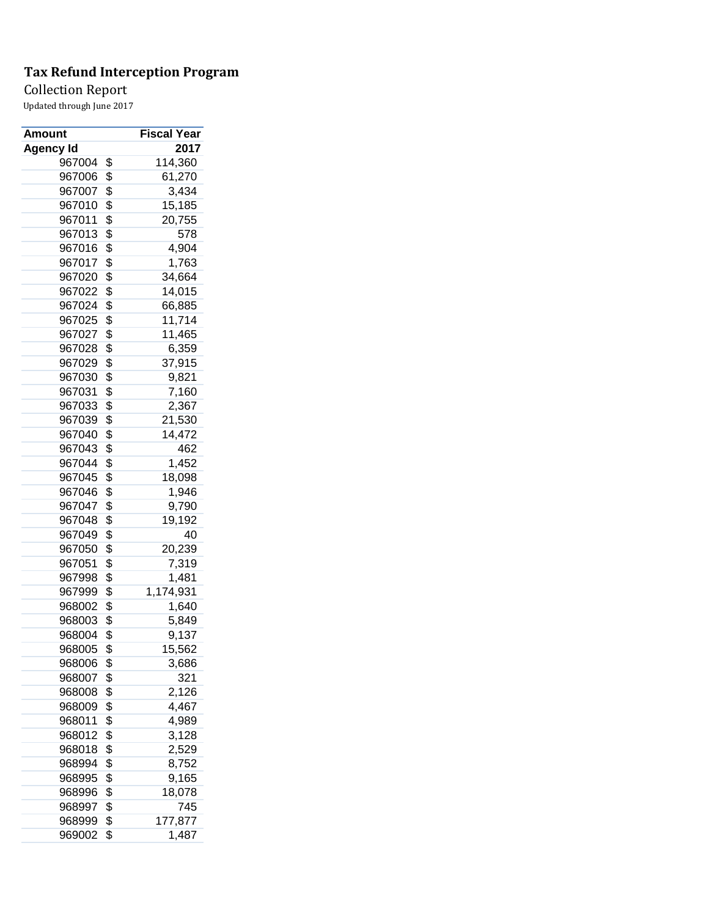**Tax Refund Interception Program**

Collection Report

Updated through June 2017

| Amount | Fiscal Year |
|---|---|
| Agency Id | 2017 |
| 967004 | $ 114,360 |
| 967006 | $ 61,270 |
| 967007 | $ 3,434 |
| 967010 | $ 15,185 |
| 967011 | $ 20,755 |
| 967013 | $ 578 |
| 967016 | $ 4,904 |
| 967017 | $ 1,763 |
| 967020 | $ 34,664 |
| 967022 | $ 14,015 |
| 967024 | $ 66,885 |
| 967025 | $ 11,714 |
| 967027 | $ 11,465 |
| 967028 | $ 6,359 |
| 967029 | $ 37,915 |
| 967030 | $ 9,821 |
| 967031 | $ 7,160 |
| 967033 | $ 2,367 |
| 967039 | $ 21,530 |
| 967040 | $ 14,472 |
| 967043 | $ 462 |
| 967044 | $ 1,452 |
| 967045 | $ 18,098 |
| 967046 | $ 1,946 |
| 967047 | $ 9,790 |
| 967048 | $ 19,192 |
| 967049 | $ 40 |
| 967050 | $ 20,239 |
| 967051 | $ 7,319 |
| 967998 | $ 1,481 |
| 967999 | $ 1,174,931 |
| 968002 | $ 1,640 |
| 968003 | $ 5,849 |
| 968004 | $ 9,137 |
| 968005 | $ 15,562 |
| 968006 | $ 3,686 |
| 968007 | $ 321 |
| 968008 | $ 2,126 |
| 968009 | $ 4,467 |
| 968011 | $ 4,989 |
| 968012 | $ 3,128 |
| 968018 | $ 2,529 |
| 968994 | $ 8,752 |
| 968995 | $ 9,165 |
| 968996 | $ 18,078 |
| 968997 | $ 745 |
| 968999 | $ 177,877 |
| 969002 | $ 1,487 |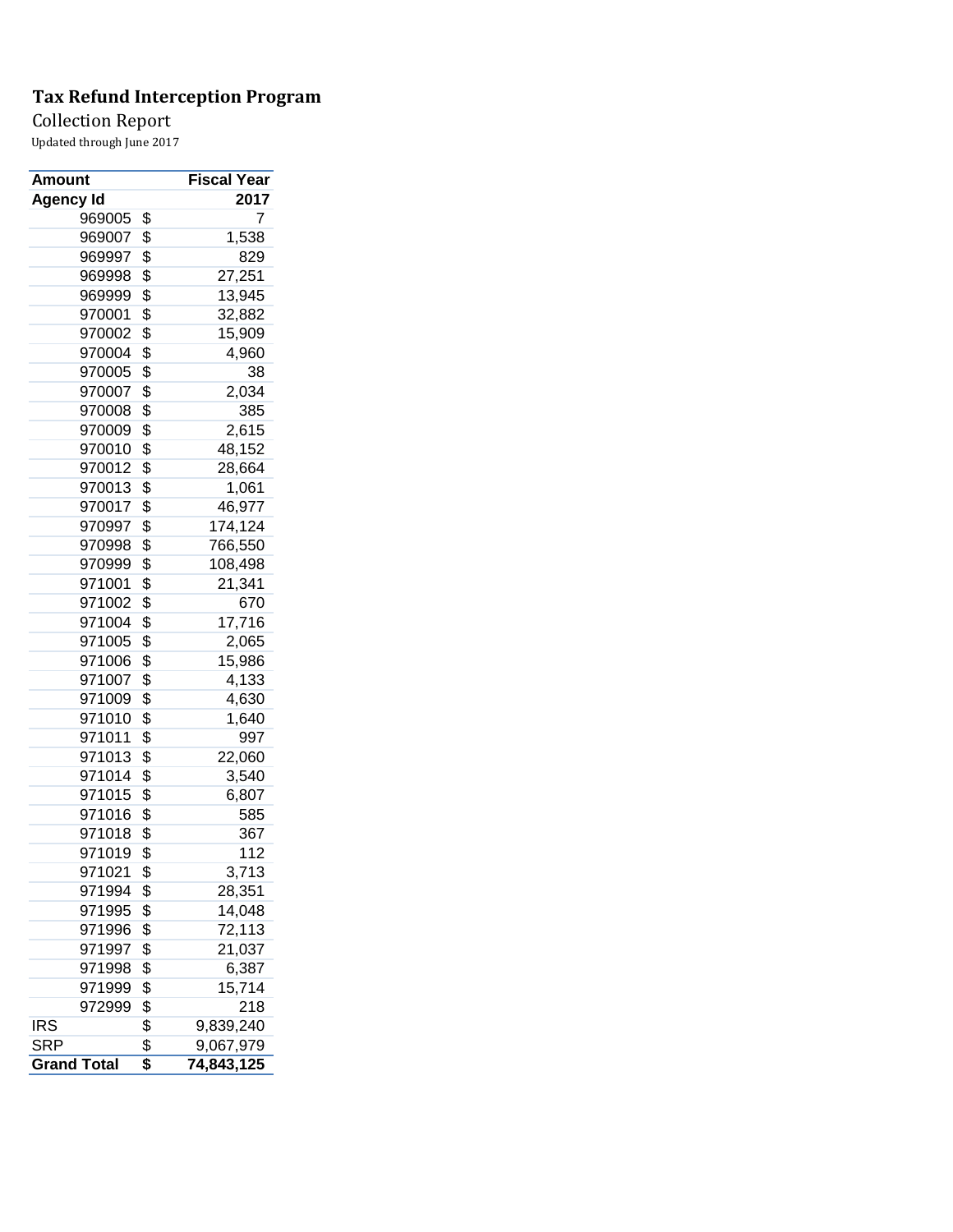**Tax Refund Interception Program**

Collection Report

Updated through June 2017

| Amount | | Fiscal Year |
|---|---|---|
| **Agency Id** | | **2017** |
| 969005 | $ | 7 |
| 969007 | $ | 1,538 |
| 969997 | $ | 829 |
| 969998 | $ | 27,251 |
| 969999 | $ | 13,945 |
| 970001 | $ | 32,882 |
| 970002 | $ | 15,909 |
| 970004 | $ | 4,960 |
| 970005 | $ | 38 |
| 970007 | $ | 2,034 |
| 970008 | $ | 385 |
| 970009 | $ | 2,615 |
| 970010 | $ | 48,152 |
| 970012 | $ | 28,664 |
| 970013 | $ | 1,061 |
| 970017 | $ | 46,977 |
| 970997 | $ | 174,124 |
| 970998 | $ | 766,550 |
| 970999 | $ | 108,498 |
| 971001 | $ | 21,341 |
| 971002 | $ | 670 |
| 971004 | $ | 17,716 |
| 971005 | $ | 2,065 |
| 971006 | $ | 15,986 |
| 971007 | $ | 4,133 |
| 971009 | $ | 4,630 |
| 971010 | $ | 1,640 |
| 971011 | $ | 997 |
| 971013 | $ | 22,060 |
| 971014 | $ | 3,540 |
| 971015 | $ | 6,807 |
| 971016 | $ | 585 |
| 971018 | $ | 367 |
| 971019 | $ | 112 |
| 971021 | $ | 3,713 |
| 971994 | $ | 28,351 |
| 971995 | $ | 14,048 |
| 971996 | $ | 72,113 |
| 971997 | $ | 21,037 |
| 971998 | $ | 6,387 |
| 971999 | $ | 15,714 |
| 972999 | $ | 218 |
| IRS | $ | 9,839,240 |
| SRP | $ | 9,067,979 |
| **Grand Total** | **$** | **74,843,125** |